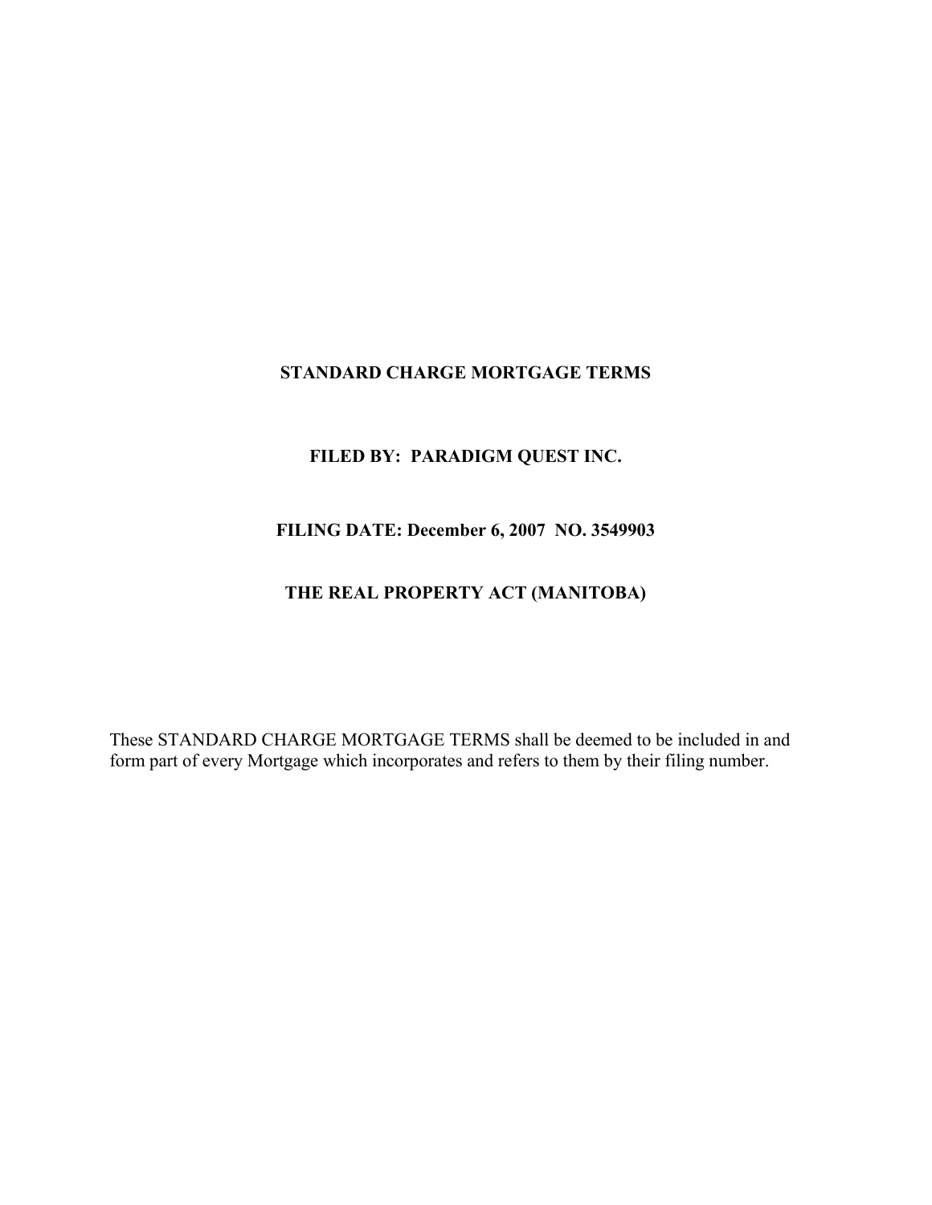# STANDARD CHARGE MORTGAGE TERMS

**FILED BY: PARADIGM QUEST INC.**

**FILING DATE: December 6, 2007 NO. 3549903**

**THE REAL PROPERTY ACT (MANITOBA)**

These STANDARD CHARGE MORTGAGE TERMS shall be deemed to be included in and form part of every Mortgage which incorporates and refers to them by their filing number.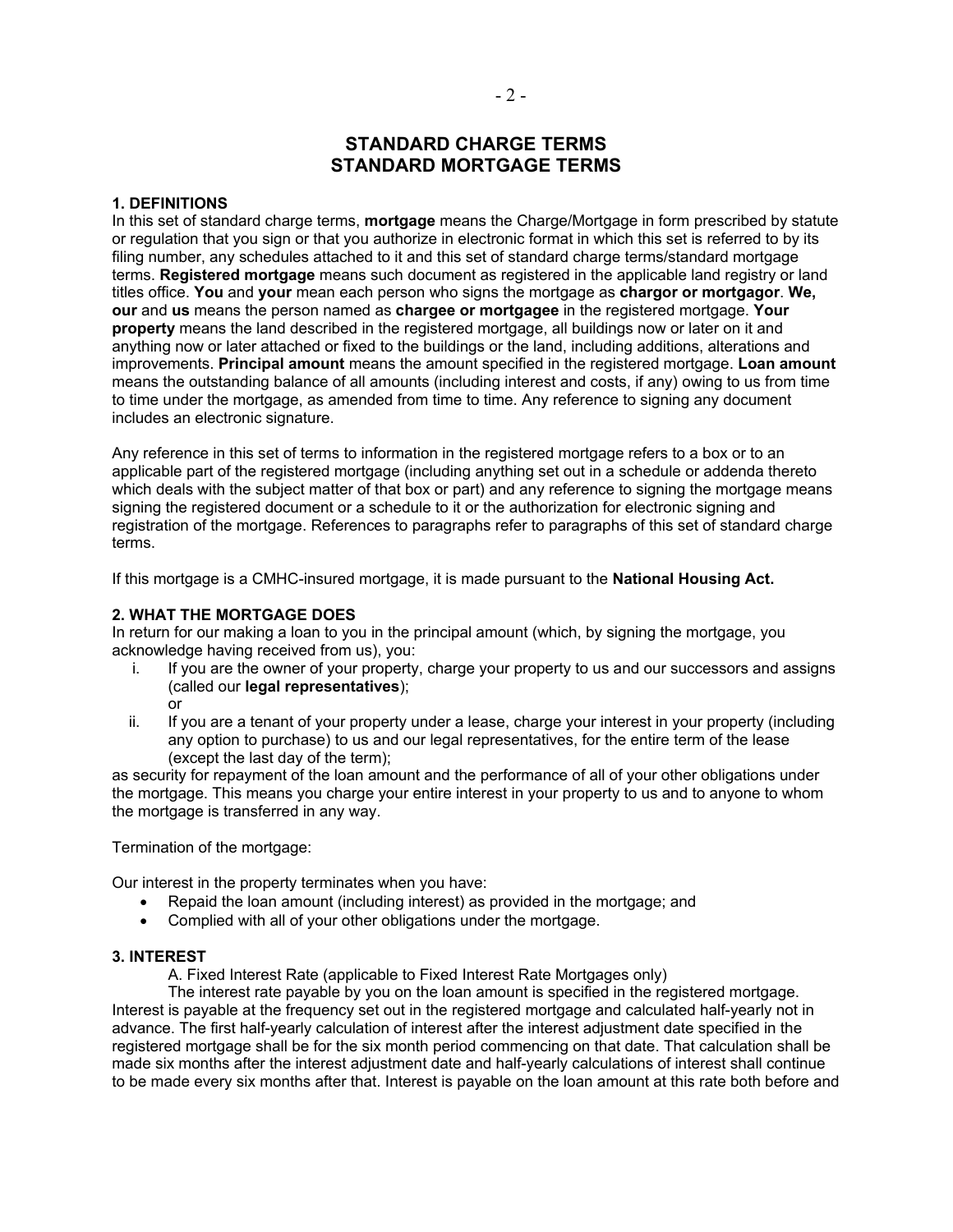# STANDARD CHARGE TERMS
# STANDARD MORTGAGE TERMS

**1. DEFINITIONS**

In this set of standard charge terms, **mortgage** means the Charge/Mortgage in form prescribed by statute or regulation that you sign or that you authorize in electronic format in which this set is referred to by its filing number, any schedules attached to it and this set of standard charge terms/standard mortgage terms. **Registered mortgage** means such document as registered in the applicable land registry or land titles office. **You** and **your** mean each person who signs the mortgage as **chargor or mortgagor**. **We, our** and **us** means the person named as **chargee or mortgagee** in the registered mortgage. **Your property** means the land described in the registered mortgage, all buildings now or later on it and anything now or later attached or fixed to the buildings or the land, including additions, alterations and improvements. **Principal amount** means the amount specified in the registered mortgage. **Loan amount** means the outstanding balance of all amounts (including interest and costs, if any) owing to us from time to time under the mortgage, as amended from time to time. Any reference to signing any document includes an electronic signature.

Any reference in this set of terms to information in the registered mortgage refers to a box or to an applicable part of the registered mortgage (including anything set out in a schedule or addenda thereto which deals with the subject matter of that box or part) and any reference to signing the mortgage means signing the registered document or a schedule to it or the authorization for electronic signing and registration of the mortgage. References to paragraphs refer to paragraphs of this set of standard charge terms.

If this mortgage is a CMHC-insured mortgage, it is made pursuant to the **National Housing Act.**

**2. WHAT THE MORTGAGE DOES**

In return for our making a loan to you in the principal amount (which, by signing the mortgage, you acknowledge having received from us), you:

i. If you are the owner of your property, charge your property to us and our successors and assigns (called our **legal representatives**);
   or
ii. If you are a tenant of your property under a lease, charge your interest in your property (including any option to purchase) to us and our legal representatives, for the entire term of the lease (except the last day of the term);

as security for repayment of the loan amount and the performance of all of your other obligations under the mortgage. This means you charge your entire interest in your property to us and to anyone to whom the mortgage is transferred in any way.

Termination of the mortgage:

Our interest in the property terminates when you have:

- Repaid the loan amount (including interest) as provided in the mortgage; and
- Complied with all of your other obligations under the mortgage.

**3. INTEREST**

A. Fixed Interest Rate (applicable to Fixed Interest Rate Mortgages only)

The interest rate payable by you on the loan amount is specified in the registered mortgage. Interest is payable at the frequency set out in the registered mortgage and calculated half-yearly not in advance. The first half-yearly calculation of interest after the interest adjustment date specified in the registered mortgage shall be for the six month period commencing on that date. That calculation shall be made six months after the interest adjustment date and half-yearly calculations of interest shall continue to be made every six months after that. Interest is payable on the loan amount at this rate both before and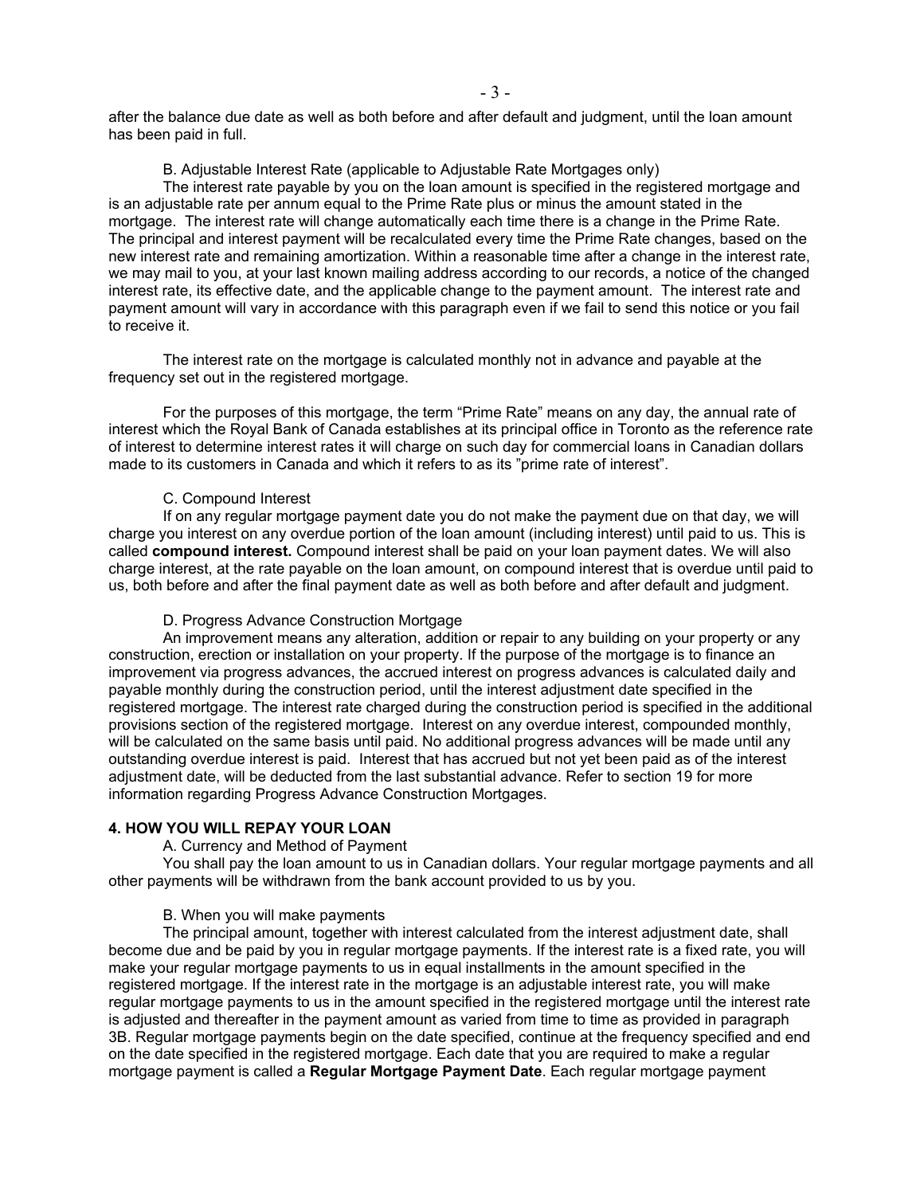after the balance due date as well as both before and after default and judgment, until the loan amount has been paid in full.

B. Adjustable Interest Rate (applicable to Adjustable Rate Mortgages only)

The interest rate payable by you on the loan amount is specified in the registered mortgage and is an adjustable rate per annum equal to the Prime Rate plus or minus the amount stated in the mortgage. The interest rate will change automatically each time there is a change in the Prime Rate. The principal and interest payment will be recalculated every time the Prime Rate changes, based on the new interest rate and remaining amortization. Within a reasonable time after a change in the interest rate, we may mail to you, at your last known mailing address according to our records, a notice of the changed interest rate, its effective date, and the applicable change to the payment amount. The interest rate and payment amount will vary in accordance with this paragraph even if we fail to send this notice or you fail to receive it.

The interest rate on the mortgage is calculated monthly not in advance and payable at the frequency set out in the registered mortgage.

For the purposes of this mortgage, the term “Prime Rate” means on any day, the annual rate of interest which the Royal Bank of Canada establishes at its principal office in Toronto as the reference rate of interest to determine interest rates it will charge on such day for commercial loans in Canadian dollars made to its customers in Canada and which it refers to as its ”prime rate of interest”.

C. Compound Interest

If on any regular mortgage payment date you do not make the payment due on that day, we will charge you interest on any overdue portion of the loan amount (including interest) until paid to us. This is called **compound interest.** Compound interest shall be paid on your loan payment dates. We will also charge interest, at the rate payable on the loan amount, on compound interest that is overdue until paid to us, both before and after the final payment date as well as both before and after default and judgment.

D. Progress Advance Construction Mortgage

An improvement means any alteration, addition or repair to any building on your property or any construction, erection or installation on your property. If the purpose of the mortgage is to finance an improvement via progress advances, the accrued interest on progress advances is calculated daily and payable monthly during the construction period, until the interest adjustment date specified in the registered mortgage. The interest rate charged during the construction period is specified in the additional provisions section of the registered mortgage. Interest on any overdue interest, compounded monthly, will be calculated on the same basis until paid. No additional progress advances will be made until any outstanding overdue interest is paid. Interest that has accrued but not yet been paid as of the interest adjustment date, will be deducted from the last substantial advance. Refer to section 19 for more information regarding Progress Advance Construction Mortgages.

## 4. HOW YOU WILL REPAY YOUR LOAN

A. Currency and Method of Payment

You shall pay the loan amount to us in Canadian dollars. Your regular mortgage payments and all other payments will be withdrawn from the bank account provided to us by you.

B. When you will make payments

The principal amount, together with interest calculated from the interest adjustment date, shall become due and be paid by you in regular mortgage payments. If the interest rate is a fixed rate, you will make your regular mortgage payments to us in equal installments in the amount specified in the registered mortgage. If the interest rate in the mortgage is an adjustable interest rate, you will make regular mortgage payments to us in the amount specified in the registered mortgage until the interest rate is adjusted and thereafter in the payment amount as varied from time to time as provided in paragraph 3B. Regular mortgage payments begin on the date specified, continue at the frequency specified and end on the date specified in the registered mortgage. Each date that you are required to make a regular mortgage payment is called a **Regular Mortgage Payment Date**. Each regular mortgage payment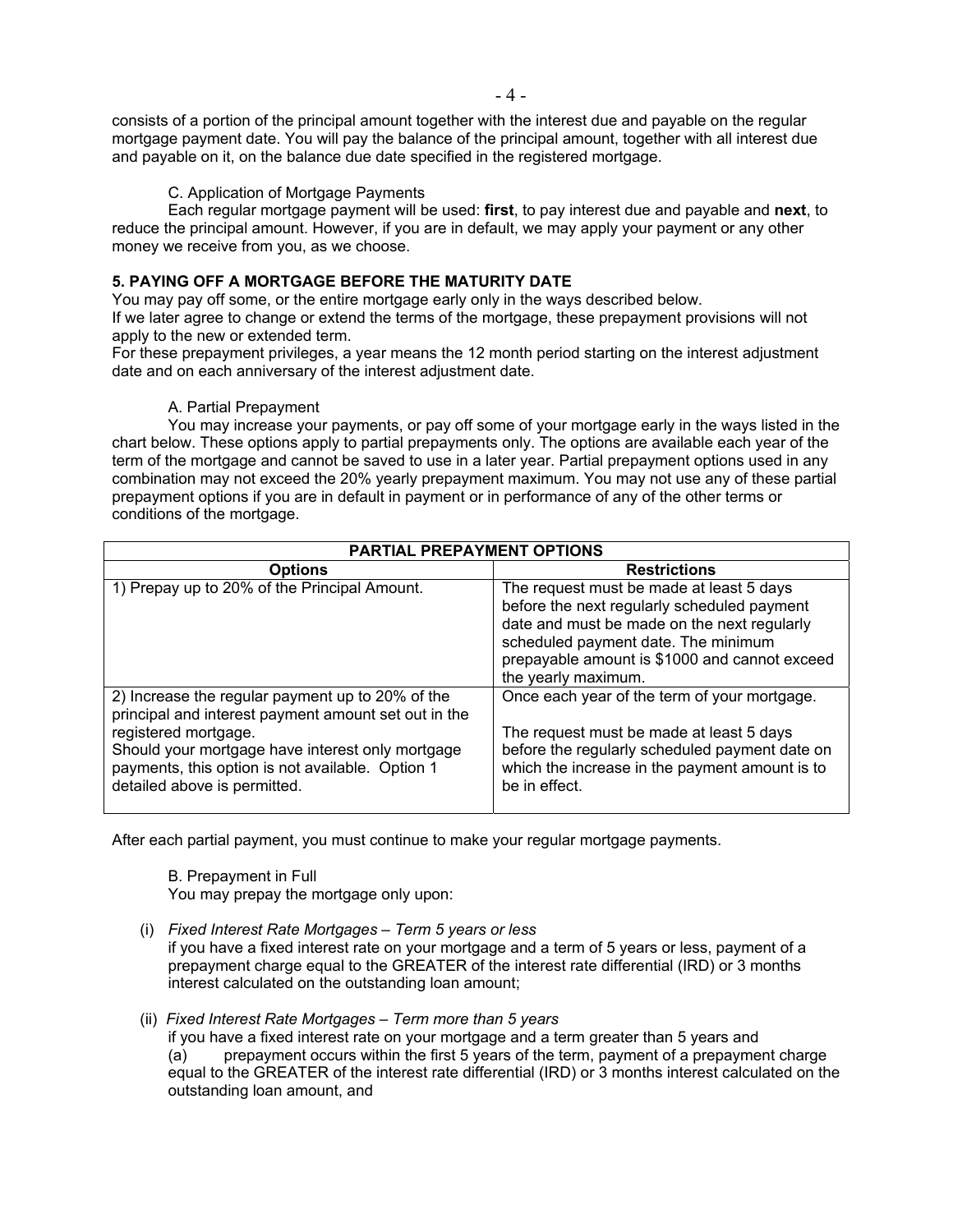consists of a portion of the principal amount together with the interest due and payable on the regular mortgage payment date. You will pay the balance of the principal amount, together with all interest due and payable on it, on the balance due date specified in the registered mortgage.

C. Application of Mortgage Payments

Each regular mortgage payment will be used: **first**, to pay interest due and payable and **next**, to reduce the principal amount. However, if you are in default, we may apply your payment or any other money we receive from you, as we choose.

**5. PAYING OFF A MORTGAGE BEFORE THE MATURITY DATE**

You may pay off some, or the entire mortgage early only in the ways described below.
If we later agree to change or extend the terms of the mortgage, these prepayment provisions will not apply to the new or extended term.
For these prepayment privileges, a year means the 12 month period starting on the interest adjustment date and on each anniversary of the interest adjustment date.

A. Partial Prepayment

You may increase your payments, or pay off some of your mortgage early in the ways listed in the chart below. These options apply to partial prepayments only. The options are available each year of the term of the mortgage and cannot be saved to use in a later year. Partial prepayment options used in any combination may not exceed the 20% yearly prepayment maximum. You may not use any of these partial prepayment options if you are in default in payment or in performance of any of the other terms or conditions of the mortgage.

| **PARTIAL PREPAYMENT OPTIONS** | |
|---|---|
| **Options** | **Restrictions** |
| 1) Prepay up to 20% of the Principal Amount. | The request must be made at least 5 days before the next regularly scheduled payment date and must be made on the next regularly scheduled payment date. The minimum prepayable amount is $1000 and cannot exceed the yearly maximum. |
| 2) Increase the regular payment up to 20% of the principal and interest payment amount set out in the registered mortgage.<br>Should your mortgage have interest only mortgage payments, this option is not available. Option 1 detailed above is permitted. | Once each year of the term of your mortgage.<br><br>The request must be made at least 5 days before the regularly scheduled payment date on which the increase in the payment amount is to be in effect. |

After each partial payment, you must continue to make your regular mortgage payments.

B. Prepayment in Full

You may prepay the mortgage only upon:

(i) *Fixed Interest Rate Mortgages – Term 5 years or less*
if you have a fixed interest rate on your mortgage and a term of 5 years or less, payment of a prepayment charge equal to the GREATER of the interest rate differential (IRD) or 3 months interest calculated on the outstanding loan amount;

(ii) *Fixed Interest Rate Mortgages – Term more than 5 years*
if you have a fixed interest rate on your mortgage and a term greater than 5 years and
(a) prepayment occurs within the first 5 years of the term, payment of a prepayment charge equal to the GREATER of the interest rate differential (IRD) or 3 months interest calculated on the outstanding loan amount, and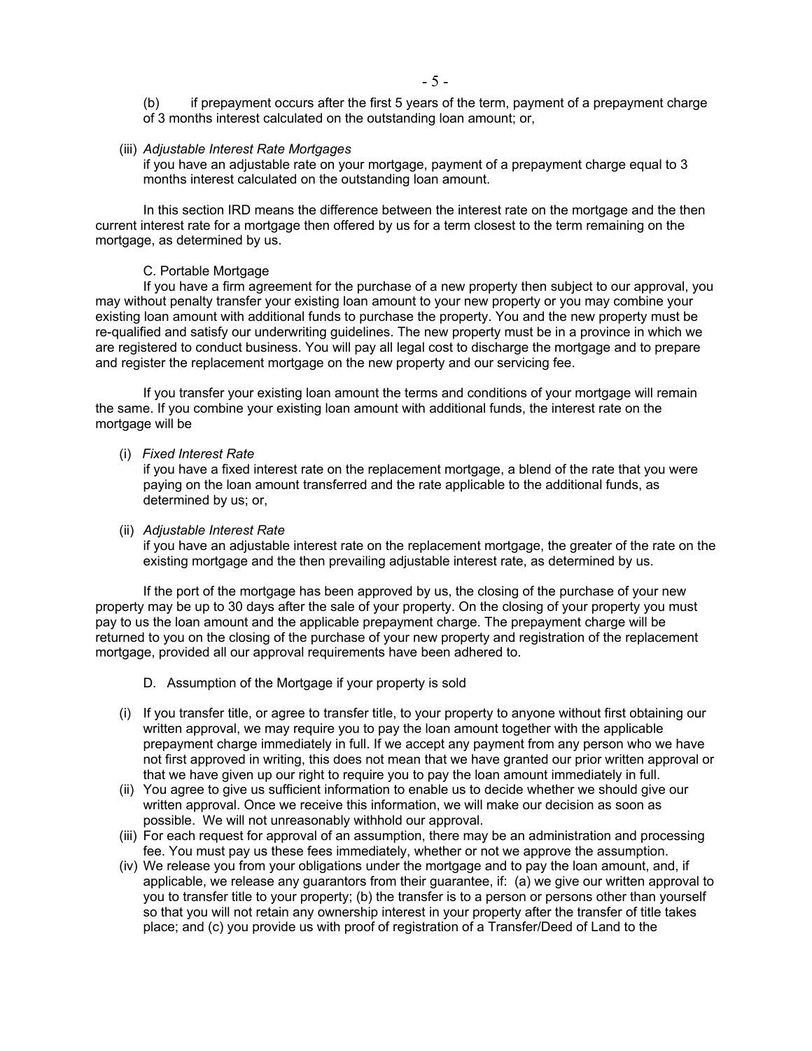(b) if prepayment occurs after the first 5 years of the term, payment of a prepayment charge of 3 months interest calculated on the outstanding loan amount; or,

(iii) *Adjustable Interest Rate Mortgages*
if you have an adjustable rate on your mortgage, payment of a prepayment charge equal to 3 months interest calculated on the outstanding loan amount.

In this section IRD means the difference between the interest rate on the mortgage and the then current interest rate for a mortgage then offered by us for a term closest to the term remaining on the mortgage, as determined by us.

C. Portable Mortgage

If you have a firm agreement for the purchase of a new property then subject to our approval, you may without penalty transfer your existing loan amount to your new property or you may combine your existing loan amount with additional funds to purchase the property. You and the new property must be re-qualified and satisfy our underwriting guidelines. The new property must be in a province in which we are registered to conduct business. You will pay all legal cost to discharge the mortgage and to prepare and register the replacement mortgage on the new property and our servicing fee.

If you transfer your existing loan amount the terms and conditions of your mortgage will remain the same. If you combine your existing loan amount with additional funds, the interest rate on the mortgage will be

(i) *Fixed Interest Rate*
if you have a fixed interest rate on the replacement mortgage, a blend of the rate that you were paying on the loan amount transferred and the rate applicable to the additional funds, as determined by us; or,

(ii) *Adjustable Interest Rate*
if you have an adjustable interest rate on the replacement mortgage, the greater of the rate on the existing mortgage and the then prevailing adjustable interest rate, as determined by us.

If the port of the mortgage has been approved by us, the closing of the purchase of your new property may be up to 30 days after the sale of your property. On the closing of your property you must pay to us the loan amount and the applicable prepayment charge. The prepayment charge will be returned to you on the closing of the purchase of your new property and registration of the replacement mortgage, provided all our approval requirements have been adhered to.

D. Assumption of the Mortgage if your property is sold

(i) If you transfer title, or agree to transfer title, to your property to anyone without first obtaining our written approval, we may require you to pay the loan amount together with the applicable prepayment charge immediately in full. If we accept any payment from any person who we have not first approved in writing, this does not mean that we have granted our prior written approval or that we have given up our right to require you to pay the loan amount immediately in full.

(ii) You agree to give us sufficient information to enable us to decide whether we should give our written approval. Once we receive this information, we will make our decision as soon as possible. We will not unreasonably withhold our approval.

(iii) For each request for approval of an assumption, there may be an administration and processing fee. You must pay us these fees immediately, whether or not we approve the assumption.

(iv) We release you from your obligations under the mortgage and to pay the loan amount, and, if applicable, we release any guarantors from their guarantee, if: (a) we give our written approval to you to transfer title to your property; (b) the transfer is to a person or persons other than yourself so that you will not retain any ownership interest in your property after the transfer of title takes place; and (c) you provide us with proof of registration of a Transfer/Deed of Land to the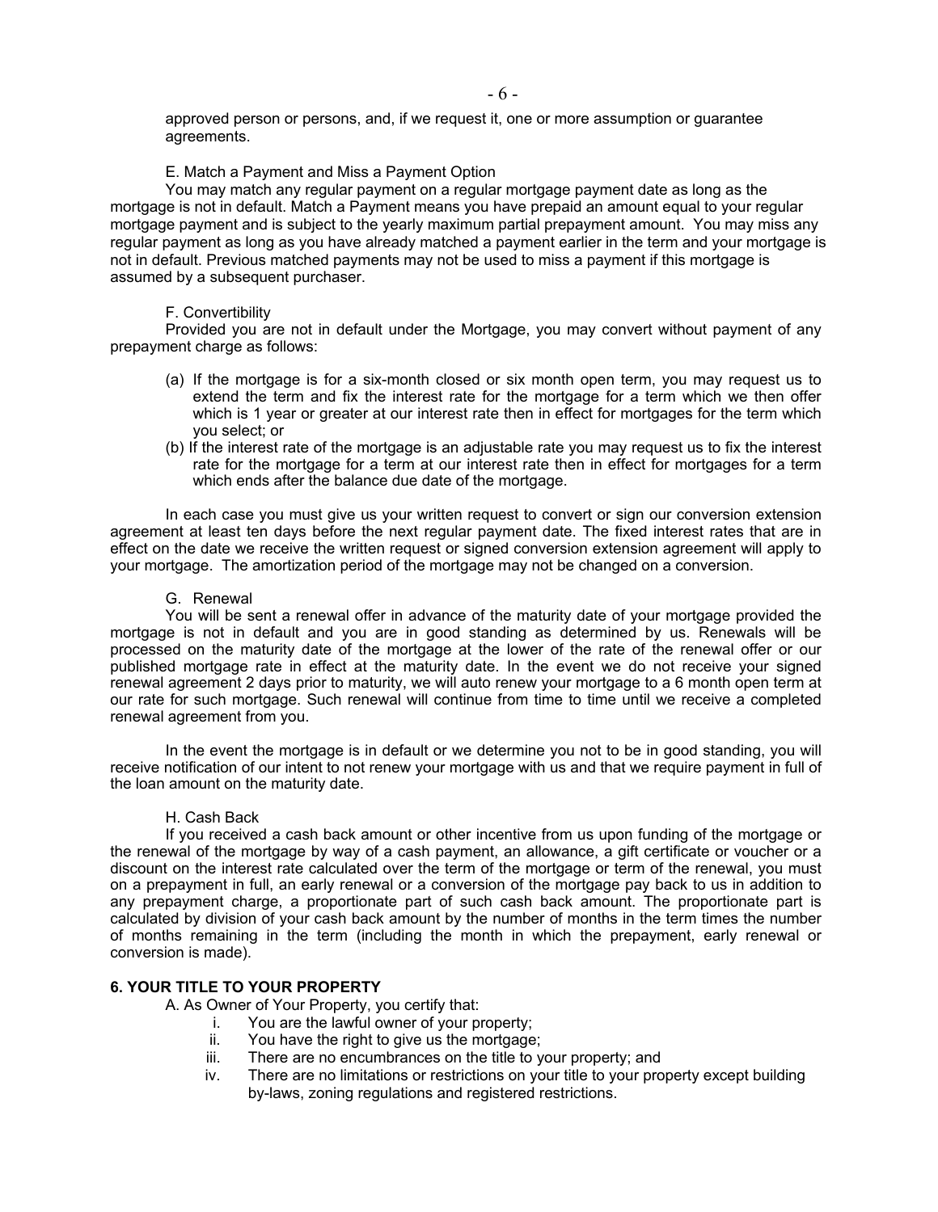approved person or persons, and, if we request it, one or more assumption or guarantee agreements.

E. Match a Payment and Miss a Payment Option

You may match any regular payment on a regular mortgage payment date as long as the mortgage is not in default. Match a Payment means you have prepaid an amount equal to your regular mortgage payment and is subject to the yearly maximum partial prepayment amount. You may miss any regular payment as long as you have already matched a payment earlier in the term and your mortgage is not in default. Previous matched payments may not be used to miss a payment if this mortgage is assumed by a subsequent purchaser.

F. Convertibility

Provided you are not in default under the Mortgage, you may convert without payment of any prepayment charge as follows:

(a) If the mortgage is for a six-month closed or six month open term, you may request us to extend the term and fix the interest rate for the mortgage for a term which we then offer which is 1 year or greater at our interest rate then in effect for mortgages for the term which you select; or

(b) If the interest rate of the mortgage is an adjustable rate you may request us to fix the interest rate for the mortgage for a term at our interest rate then in effect for mortgages for a term which ends after the balance due date of the mortgage.

In each case you must give us your written request to convert or sign our conversion extension agreement at least ten days before the next regular payment date. The fixed interest rates that are in effect on the date we receive the written request or signed conversion extension agreement will apply to your mortgage. The amortization period of the mortgage may not be changed on a conversion.

G. Renewal

You will be sent a renewal offer in advance of the maturity date of your mortgage provided the mortgage is not in default and you are in good standing as determined by us. Renewals will be processed on the maturity date of the mortgage at the lower of the rate of the renewal offer or our published mortgage rate in effect at the maturity date. In the event we do not receive your signed renewal agreement 2 days prior to maturity, we will auto renew your mortgage to a 6 month open term at our rate for such mortgage. Such renewal will continue from time to time until we receive a completed renewal agreement from you.

In the event the mortgage is in default or we determine you not to be in good standing, you will receive notification of our intent to not renew your mortgage with us and that we require payment in full of the loan amount on the maturity date.

H. Cash Back

If you received a cash back amount or other incentive from us upon funding of the mortgage or the renewal of the mortgage by way of a cash payment, an allowance, a gift certificate or voucher or a discount on the interest rate calculated over the term of the mortgage or term of the renewal, you must on a prepayment in full, an early renewal or a conversion of the mortgage pay back to us in addition to any prepayment charge, a proportionate part of such cash back amount. The proportionate part is calculated by division of your cash back amount by the number of months in the term times the number of months remaining in the term (including the month in which the prepayment, early renewal or conversion is made).

**6. YOUR TITLE TO YOUR PROPERTY**

A. As Owner of Your Property, you certify that:

i. You are the lawful owner of your property;
ii. You have the right to give us the mortgage;
iii. There are no encumbrances on the title to your property; and
iv. There are no limitations or restrictions on your title to your property except building by-laws, zoning regulations and registered restrictions.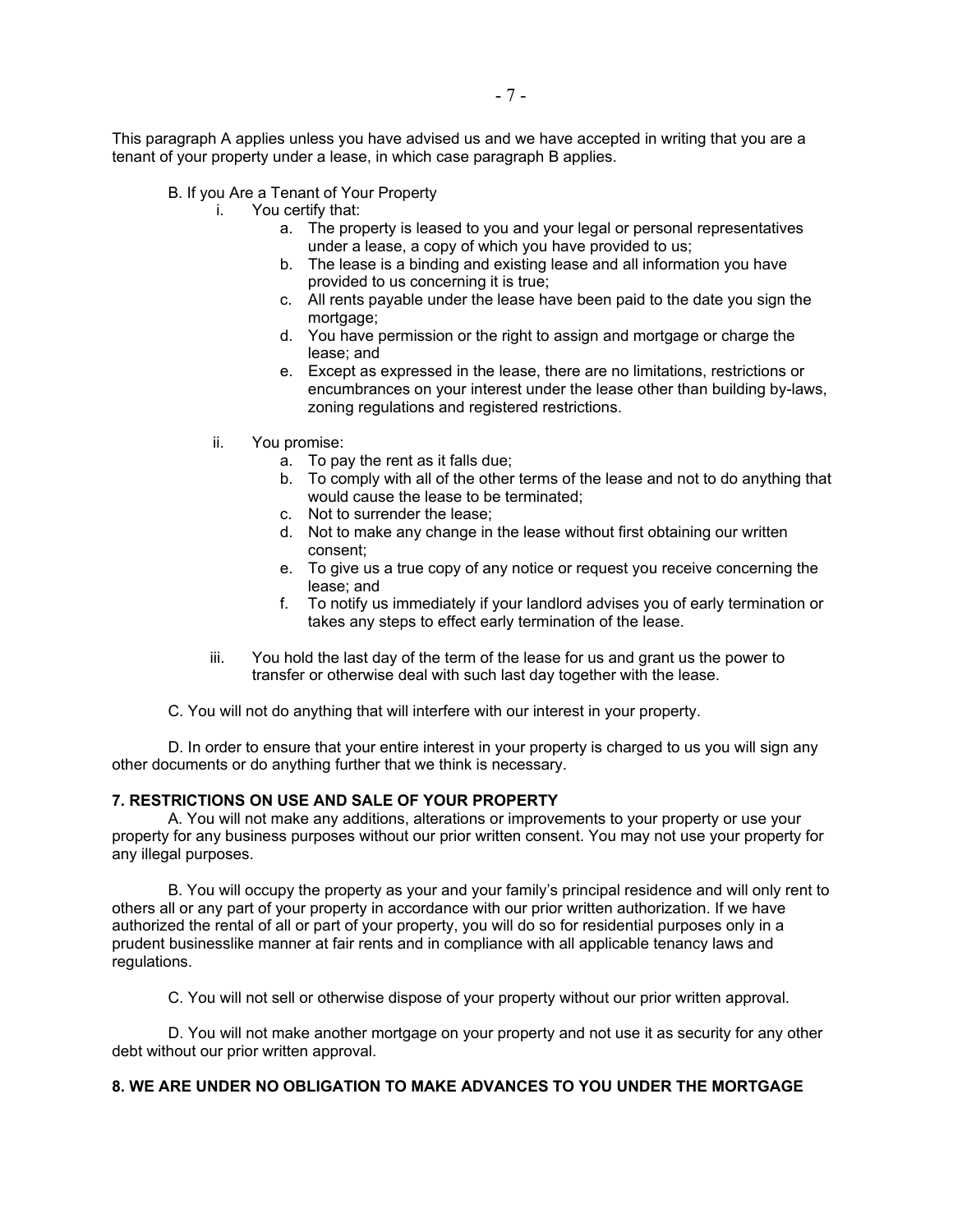This paragraph A applies unless you have advised us and we have accepted in writing that you are a tenant of your property under a lease, in which case paragraph B applies.

B. If you Are a Tenant of Your Property

i. You certify that:

a. The property is leased to you and your legal or personal representatives under a lease, a copy of which you have provided to us;

b. The lease is a binding and existing lease and all information you have provided to us concerning it is true;

c. All rents payable under the lease have been paid to the date you sign the mortgage;

d. You have permission or the right to assign and mortgage or charge the lease; and

e. Except as expressed in the lease, there are no limitations, restrictions or encumbrances on your interest under the lease other than building by-laws, zoning regulations and registered restrictions.

ii. You promise:

a. To pay the rent as it falls due;

b. To comply with all of the other terms of the lease and not to do anything that would cause the lease to be terminated;

c. Not to surrender the lease;

d. Not to make any change in the lease without first obtaining our written consent;

e. To give us a true copy of any notice or request you receive concerning the lease; and

f. To notify us immediately if your landlord advises you of early termination or takes any steps to effect early termination of the lease.

iii. You hold the last day of the term of the lease for us and grant us the power to transfer or otherwise deal with such last day together with the lease.

C. You will not do anything that will interfere with our interest in your property.

D. In order to ensure that your entire interest in your property is charged to us you will sign any other documents or do anything further that we think is necessary.

## 7. RESTRICTIONS ON USE AND SALE OF YOUR PROPERTY

A. You will not make any additions, alterations or improvements to your property or use your property for any business purposes without our prior written consent. You may not use your property for any illegal purposes.

B. You will occupy the property as your and your family's principal residence and will only rent to others all or any part of your property in accordance with our prior written authorization. If we have authorized the rental of all or part of your property, you will do so for residential purposes only in a prudent businesslike manner at fair rents and in compliance with all applicable tenancy laws and regulations.

C. You will not sell or otherwise dispose of your property without our prior written approval.

D. You will not make another mortgage on your property and not use it as security for any other debt without our prior written approval.

## 8. WE ARE UNDER NO OBLIGATION TO MAKE ADVANCES TO YOU UNDER THE MORTGAGE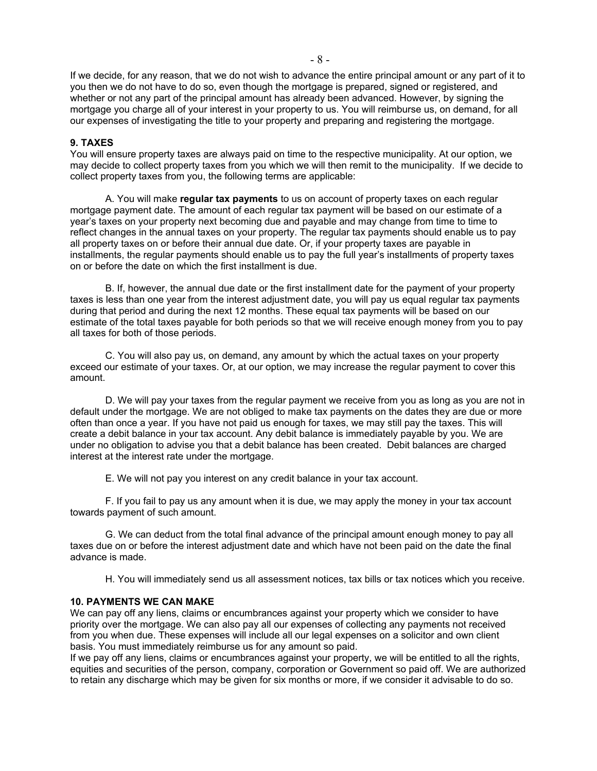If we decide, for any reason, that we do not wish to advance the entire principal amount or any part of it to you then we do not have to do so, even though the mortgage is prepared, signed or registered, and whether or not any part of the principal amount has already been advanced. However, by signing the mortgage you charge all of your interest in your property to us. You will reimburse us, on demand, for all our expenses of investigating the title to your property and preparing and registering the mortgage.

**9. TAXES**

You will ensure property taxes are always paid on time to the respective municipality. At our option, we may decide to collect property taxes from you which we will then remit to the municipality. If we decide to collect property taxes from you, the following terms are applicable:

A. You will make **regular tax payments** to us on account of property taxes on each regular mortgage payment date. The amount of each regular tax payment will be based on our estimate of a year's taxes on your property next becoming due and payable and may change from time to time to reflect changes in the annual taxes on your property. The regular tax payments should enable us to pay all property taxes on or before their annual due date. Or, if your property taxes are payable in installments, the regular payments should enable us to pay the full year's installments of property taxes on or before the date on which the first installment is due.

B. If, however, the annual due date or the first installment date for the payment of your property taxes is less than one year from the interest adjustment date, you will pay us equal regular tax payments during that period and during the next 12 months. These equal tax payments will be based on our estimate of the total taxes payable for both periods so that we will receive enough money from you to pay all taxes for both of those periods.

C. You will also pay us, on demand, any amount by which the actual taxes on your property exceed our estimate of your taxes. Or, at our option, we may increase the regular payment to cover this amount.

D. We will pay your taxes from the regular payment we receive from you as long as you are not in default under the mortgage. We are not obliged to make tax payments on the dates they are due or more often than once a year. If you have not paid us enough for taxes, we may still pay the taxes. This will create a debit balance in your tax account. Any debit balance is immediately payable by you. We are under no obligation to advise you that a debit balance has been created. Debit balances are charged interest at the interest rate under the mortgage.

E. We will not pay you interest on any credit balance in your tax account.

F. If you fail to pay us any amount when it is due, we may apply the money in your tax account towards payment of such amount.

G. We can deduct from the total final advance of the principal amount enough money to pay all taxes due on or before the interest adjustment date and which have not been paid on the date the final advance is made.

H. You will immediately send us all assessment notices, tax bills or tax notices which you receive.

**10. PAYMENTS WE CAN MAKE**

We can pay off any liens, claims or encumbrances against your property which we consider to have priority over the mortgage. We can also pay all our expenses of collecting any payments not received from you when due. These expenses will include all our legal expenses on a solicitor and own client basis. You must immediately reimburse us for any amount so paid.

If we pay off any liens, claims or encumbrances against your property, we will be entitled to all the rights, equities and securities of the person, company, corporation or Government so paid off. We are authorized to retain any discharge which may be given for six months or more, if we consider it advisable to do so.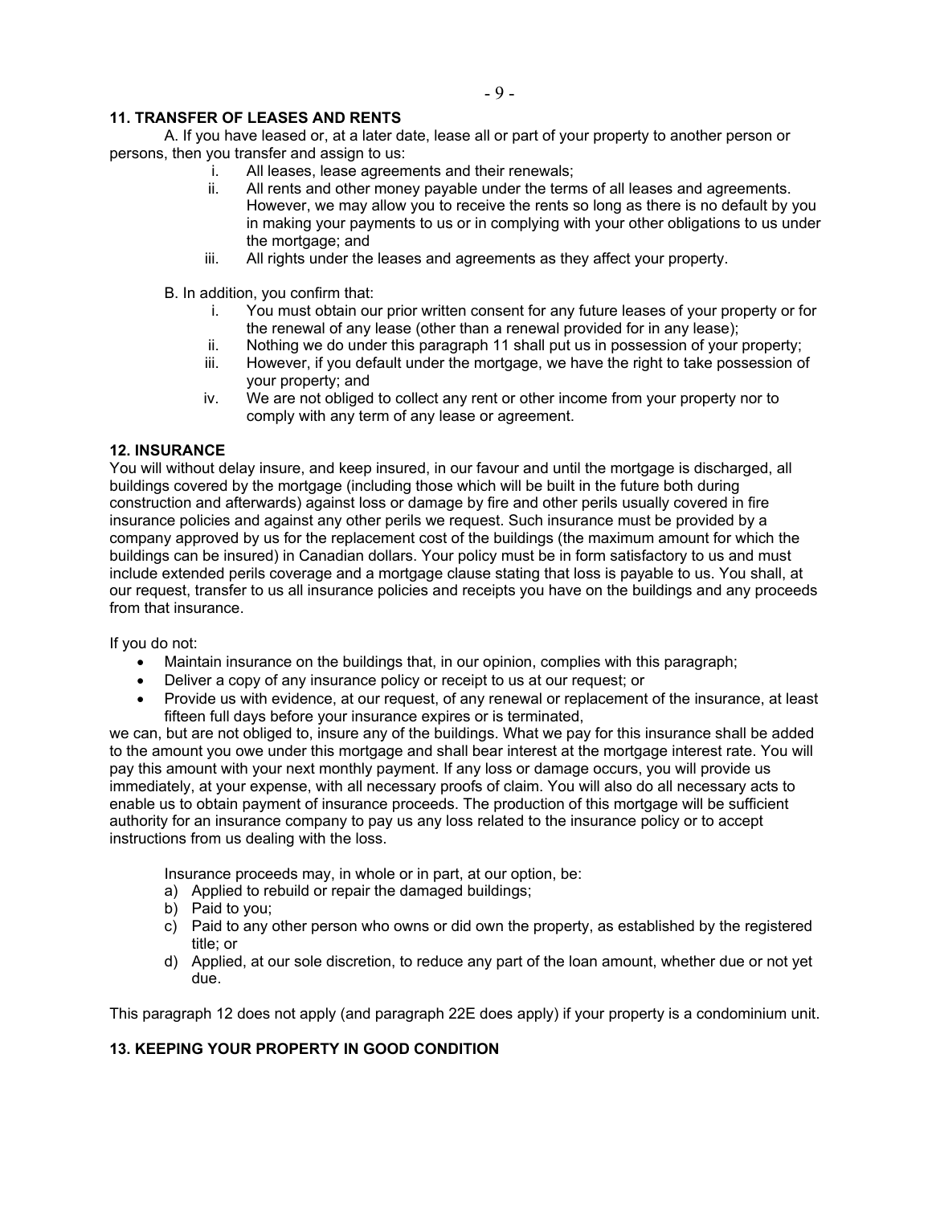## 11. TRANSFER OF LEASES AND RENTS

A. If you have leased or, at a later date, lease all or part of your property to another person or persons, then you transfer and assign to us:

i. All leases, lease agreements and their renewals;
ii. All rents and other money payable under the terms of all leases and agreements. However, we may allow you to receive the rents so long as there is no default by you in making your payments to us or in complying with your other obligations to us under the mortgage; and
iii. All rights under the leases and agreements as they affect your property.

B. In addition, you confirm that:

i. You must obtain our prior written consent for any future leases of your property or for the renewal of any lease (other than a renewal provided for in any lease);
ii. Nothing we do under this paragraph 11 shall put us in possession of your property;
iii. However, if you default under the mortgage, we have the right to take possession of your property; and
iv. We are not obliged to collect any rent or other income from your property nor to comply with any term of any lease or agreement.

## 12. INSURANCE

You will without delay insure, and keep insured, in our favour and until the mortgage is discharged, all buildings covered by the mortgage (including those which will be built in the future both during construction and afterwards) against loss or damage by fire and other perils usually covered in fire insurance policies and against any other perils we request. Such insurance must be provided by a company approved by us for the replacement cost of the buildings (the maximum amount for which the buildings can be insured) in Canadian dollars. Your policy must be in form satisfactory to us and must include extended perils coverage and a mortgage clause stating that loss is payable to us. You shall, at our request, transfer to us all insurance policies and receipts you have on the buildings and any proceeds from that insurance.

If you do not:

- Maintain insurance on the buildings that, in our opinion, complies with this paragraph;
- Deliver a copy of any insurance policy or receipt to us at our request; or
- Provide us with evidence, at our request, of any renewal or replacement of the insurance, at least fifteen full days before your insurance expires or is terminated,

we can, but are not obliged to, insure any of the buildings. What we pay for this insurance shall be added to the amount you owe under this mortgage and shall bear interest at the mortgage interest rate. You will pay this amount with your next monthly payment. If any loss or damage occurs, you will provide us immediately, at your expense, with all necessary proofs of claim. You will also do all necessary acts to enable us to obtain payment of insurance proceeds. The production of this mortgage will be sufficient authority for an insurance company to pay us any loss related to the insurance policy or to accept instructions from us dealing with the loss.

Insurance proceeds may, in whole or in part, at our option, be:

a) Applied to rebuild or repair the damaged buildings;
b) Paid to you;
c) Paid to any other person who owns or did own the property, as established by the registered title; or
d) Applied, at our sole discretion, to reduce any part of the loan amount, whether due or not yet due.

This paragraph 12 does not apply (and paragraph 22E does apply) if your property is a condominium unit.

## 13. KEEPING YOUR PROPERTY IN GOOD CONDITION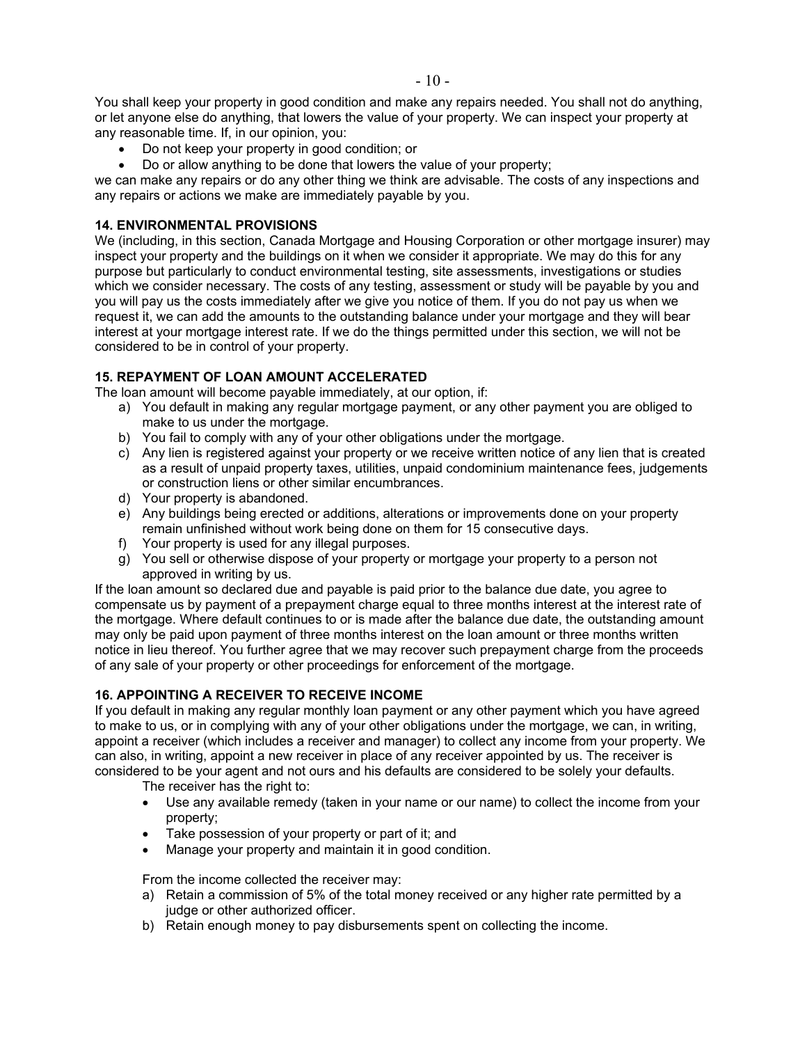You shall keep your property in good condition and make any repairs needed. You shall not do anything, or let anyone else do anything, that lowers the value of your property. We can inspect your property at any reasonable time. If, in our opinion, you:

- Do not keep your property in good condition; or
- Do or allow anything to be done that lowers the value of your property;

we can make any repairs or do any other thing we think are advisable. The costs of any inspections and any repairs or actions we make are immediately payable by you.

**14. ENVIRONMENTAL PROVISIONS**

We (including, in this section, Canada Mortgage and Housing Corporation or other mortgage insurer) may inspect your property and the buildings on it when we consider it appropriate. We may do this for any purpose but particularly to conduct environmental testing, site assessments, investigations or studies which we consider necessary. The costs of any testing, assessment or study will be payable by you and you will pay us the costs immediately after we give you notice of them. If you do not pay us when we request it, we can add the amounts to the outstanding balance under your mortgage and they will bear interest at your mortgage interest rate. If we do the things permitted under this section, we will not be considered to be in control of your property.

**15. REPAYMENT OF LOAN AMOUNT ACCELERATED**

The loan amount will become payable immediately, at our option, if:

a) You default in making any regular mortgage payment, or any other payment you are obliged to make to us under the mortgage.
b) You fail to comply with any of your other obligations under the mortgage.
c) Any lien is registered against your property or we receive written notice of any lien that is created as a result of unpaid property taxes, utilities, unpaid condominium maintenance fees, judgements or construction liens or other similar encumbrances.
d) Your property is abandoned.
e) Any buildings being erected or additions, alterations or improvements done on your property remain unfinished without work being done on them for 15 consecutive days.
f) Your property is used for any illegal purposes.
g) You sell or otherwise dispose of your property or mortgage your property to a person not approved in writing by us.

If the loan amount so declared due and payable is paid prior to the balance due date, you agree to compensate us by payment of a prepayment charge equal to three months interest at the interest rate of the mortgage. Where default continues to or is made after the balance due date, the outstanding amount may only be paid upon payment of three months interest on the loan amount or three months written notice in lieu thereof. You further agree that we may recover such prepayment charge from the proceeds of any sale of your property or other proceedings for enforcement of the mortgage.

**16. APPOINTING A RECEIVER TO RECEIVE INCOME**

If you default in making any regular monthly loan payment or any other payment which you have agreed to make to us, or in complying with any of your other obligations under the mortgage, we can, in writing, appoint a receiver (which includes a receiver and manager) to collect any income from your property. We can also, in writing, appoint a new receiver in place of any receiver appointed by us. The receiver is considered to be your agent and not ours and his defaults are considered to be solely your defaults.

The receiver has the right to:

- Use any available remedy (taken in your name or our name) to collect the income from your property;
- Take possession of your property or part of it; and
- Manage your property and maintain it in good condition.

From the income collected the receiver may:

a) Retain a commission of 5% of the total money received or any higher rate permitted by a judge or other authorized officer.
b) Retain enough money to pay disbursements spent on collecting the income.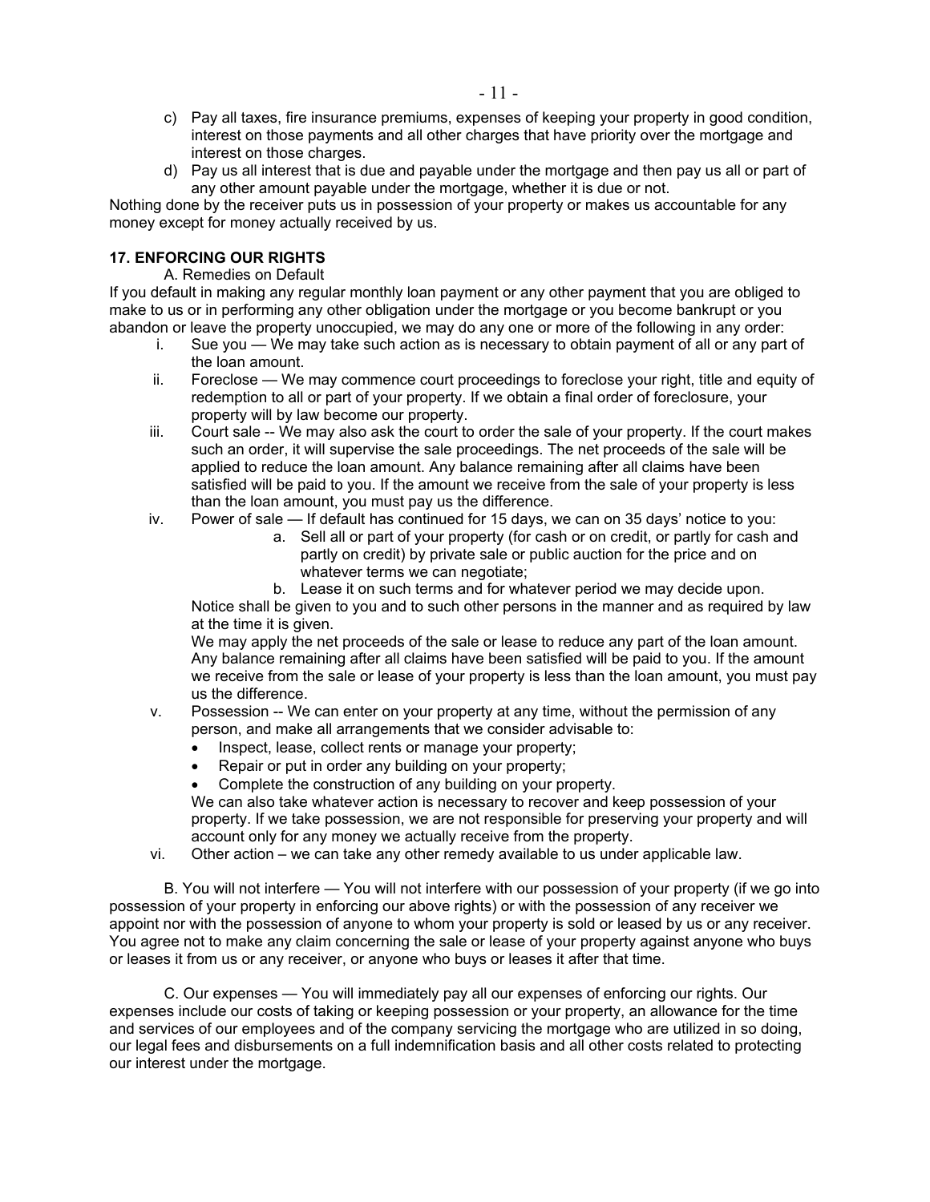c) Pay all taxes, fire insurance premiums, expenses of keeping your property in good condition, interest on those payments and all other charges that have priority over the mortgage and interest on those charges.
d) Pay us all interest that is due and payable under the mortgage and then pay us all or part of any other amount payable under the mortgage, whether it is due or not.

Nothing done by the receiver puts us in possession of your property or makes us accountable for any money except for money actually received by us.

**17. ENFORCING OUR RIGHTS**

A. Remedies on Default

If you default in making any regular monthly loan payment or any other payment that you are obliged to make to us or in performing any other obligation under the mortgage or you become bankrupt or you abandon or leave the property unoccupied, we may do any one or more of the following in any order:

i. Sue you — We may take such action as is necessary to obtain payment of all or any part of the loan amount.
ii. Foreclose — We may commence court proceedings to foreclose your right, title and equity of redemption to all or part of your property. If we obtain a final order of foreclosure, your property will by law become our property.
iii. Court sale -- We may also ask the court to order the sale of your property. If the court makes such an order, it will supervise the sale proceedings. The net proceeds of the sale will be applied to reduce the loan amount. Any balance remaining after all claims have been satisfied will be paid to you. If the amount we receive from the sale of your property is less than the loan amount, you must pay us the difference.
iv. Power of sale — If default has continued for 15 days, we can on 35 days' notice to you:
   a. Sell all or part of your property (for cash or on credit, or partly for cash and partly on credit) by private sale or public auction for the price and on whatever terms we can negotiate;
   b. Lease it on such terms and for whatever period we may decide upon.

   Notice shall be given to you and to such other persons in the manner and as required by law at the time it is given.

   We may apply the net proceeds of the sale or lease to reduce any part of the loan amount. Any balance remaining after all claims have been satisfied will be paid to you. If the amount we receive from the sale or lease of your property is less than the loan amount, you must pay us the difference.
v. Possession -- We can enter on your property at any time, without the permission of any person, and make all arrangements that we consider advisable to:
   - Inspect, lease, collect rents or manage your property;
   - Repair or put in order any building on your property;
   - Complete the construction of any building on your property.

   We can also take whatever action is necessary to recover and keep possession of your property. If we take possession, we are not responsible for preserving your property and will account only for any money we actually receive from the property.
vi. Other action – we can take any other remedy available to us under applicable law.

B. You will not interfere — You will not interfere with our possession of your property (if we go into possession of your property in enforcing our above rights) or with the possession of any receiver we appoint nor with the possession of anyone to whom your property is sold or leased by us or any receiver. You agree not to make any claim concerning the sale or lease of your property against anyone who buys or leases it from us or any receiver, or anyone who buys or leases it after that time.

C. Our expenses — You will immediately pay all our expenses of enforcing our rights. Our expenses include our costs of taking or keeping possession or your property, an allowance for the time and services of our employees and of the company servicing the mortgage who are utilized in so doing, our legal fees and disbursements on a full indemnification basis and all other costs related to protecting our interest under the mortgage.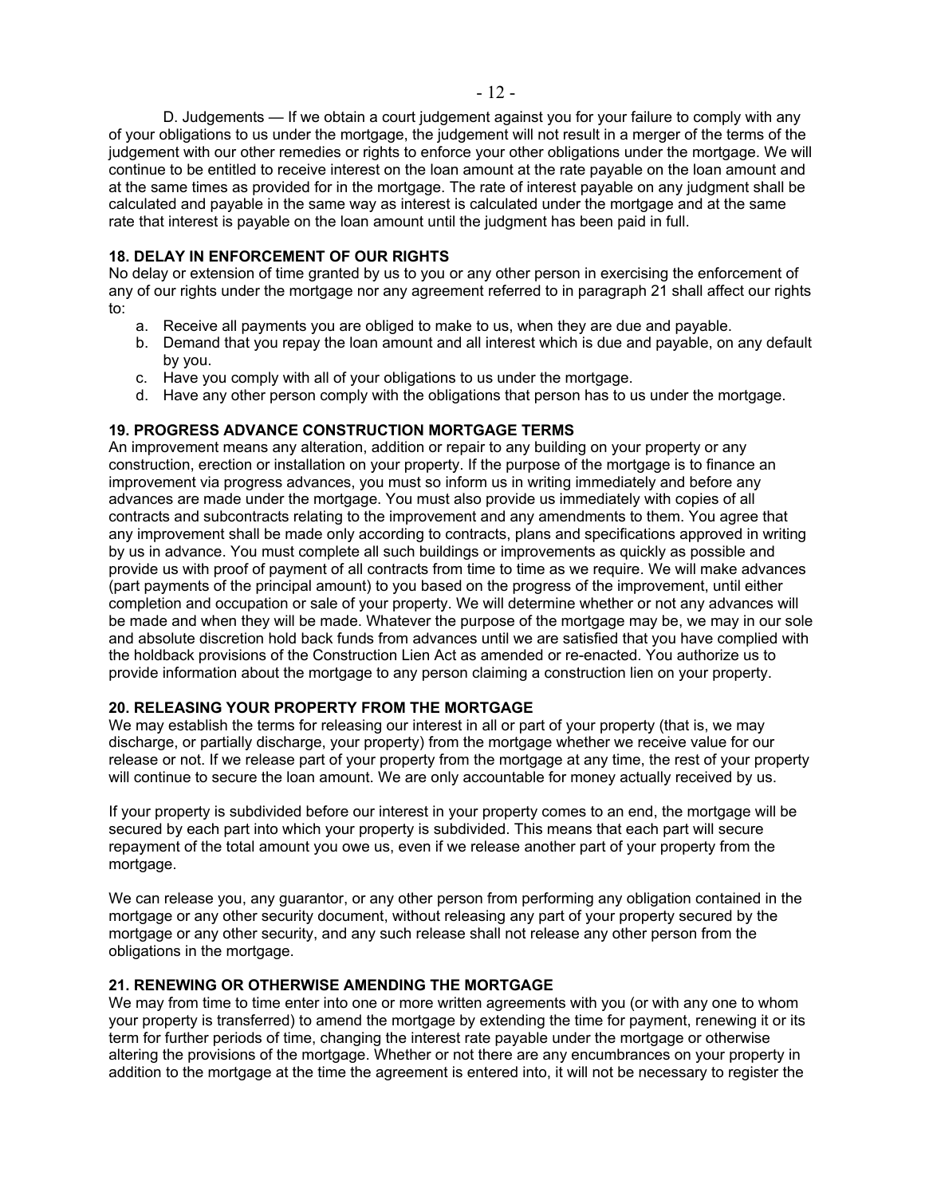D. Judgements — If we obtain a court judgement against you for your failure to comply with any of your obligations to us under the mortgage, the judgement will not result in a merger of the terms of the judgement with our other remedies or rights to enforce your other obligations under the mortgage. We will continue to be entitled to receive interest on the loan amount at the rate payable on the loan amount and at the same times as provided for in the mortgage. The rate of interest payable on any judgment shall be calculated and payable in the same way as interest is calculated under the mortgage and at the same rate that interest is payable on the loan amount until the judgment has been paid in full.

**18. DELAY IN ENFORCEMENT OF OUR RIGHTS**

No delay or extension of time granted by us to you or any other person in exercising the enforcement of any of our rights under the mortgage nor any agreement referred to in paragraph 21 shall affect our rights to:

a. Receive all payments you are obliged to make to us, when they are due and payable.
b. Demand that you repay the loan amount and all interest which is due and payable, on any default by you.
c. Have you comply with all of your obligations to us under the mortgage.
d. Have any other person comply with the obligations that person has to us under the mortgage.

**19. PROGRESS ADVANCE CONSTRUCTION MORTGAGE TERMS**

An improvement means any alteration, addition or repair to any building on your property or any construction, erection or installation on your property. If the purpose of the mortgage is to finance an improvement via progress advances, you must so inform us in writing immediately and before any advances are made under the mortgage. You must also provide us immediately with copies of all contracts and subcontracts relating to the improvement and any amendments to them. You agree that any improvement shall be made only according to contracts, plans and specifications approved in writing by us in advance. You must complete all such buildings or improvements as quickly as possible and provide us with proof of payment of all contracts from time to time as we require. We will make advances (part payments of the principal amount) to you based on the progress of the improvement, until either completion and occupation or sale of your property. We will determine whether or not any advances will be made and when they will be made. Whatever the purpose of the mortgage may be, we may in our sole and absolute discretion hold back funds from advances until we are satisfied that you have complied with the holdback provisions of the Construction Lien Act as amended or re-enacted. You authorize us to provide information about the mortgage to any person claiming a construction lien on your property.

**20. RELEASING YOUR PROPERTY FROM THE MORTGAGE**

We may establish the terms for releasing our interest in all or part of your property (that is, we may discharge, or partially discharge, your property) from the mortgage whether we receive value for our release or not. If we release part of your property from the mortgage at any time, the rest of your property will continue to secure the loan amount. We are only accountable for money actually received by us.

If your property is subdivided before our interest in your property comes to an end, the mortgage will be secured by each part into which your property is subdivided. This means that each part will secure repayment of the total amount you owe us, even if we release another part of your property from the mortgage.

We can release you, any guarantor, or any other person from performing any obligation contained in the mortgage or any other security document, without releasing any part of your property secured by the mortgage or any other security, and any such release shall not release any other person from the obligations in the mortgage.

**21. RENEWING OR OTHERWISE AMENDING THE MORTGAGE**

We may from time to time enter into one or more written agreements with you (or with any one to whom your property is transferred) to amend the mortgage by extending the time for payment, renewing it or its term for further periods of time, changing the interest rate payable under the mortgage or otherwise altering the provisions of the mortgage. Whether or not there are any encumbrances on your property in addition to the mortgage at the time the agreement is entered into, it will not be necessary to register the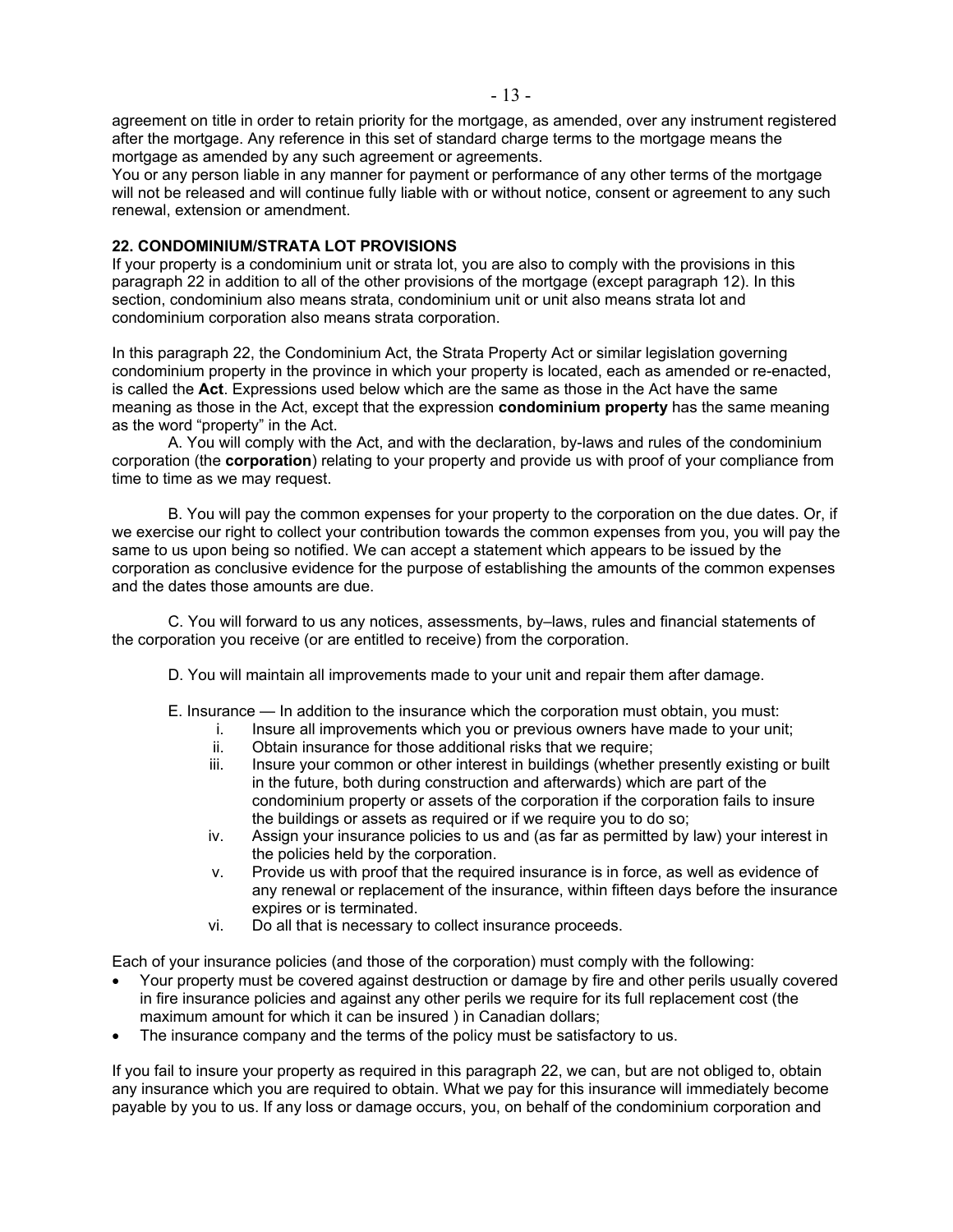agreement on title in order to retain priority for the mortgage, as amended, over any instrument registered after the mortgage. Any reference in this set of standard charge terms to the mortgage means the mortgage as amended by any such agreement or agreements.
You or any person liable in any manner for payment or performance of any other terms of the mortgage will not be released and will continue fully liable with or without notice, consent or agreement to any such renewal, extension or amendment.

**22. CONDOMINIUM/STRATA LOT PROVISIONS**
If your property is a condominium unit or strata lot, you are also to comply with the provisions in this paragraph 22 in addition to all of the other provisions of the mortgage (except paragraph 12). In this section, condominium also means strata, condominium unit or unit also means strata lot and condominium corporation also means strata corporation.

In this paragraph 22, the Condominium Act, the Strata Property Act or similar legislation governing condominium property in the province in which your property is located, each as amended or re-enacted, is called the **Act**. Expressions used below which are the same as those in the Act have the same meaning as those in the Act, except that the expression **condominium property** has the same meaning as the word "property" in the Act.

A. You will comply with the Act, and with the declaration, by-laws and rules of the condominium corporation (the **corporation**) relating to your property and provide us with proof of your compliance from time to time as we may request.

B. You will pay the common expenses for your property to the corporation on the due dates. Or, if we exercise our right to collect your contribution towards the common expenses from you, you will pay the same to us upon being so notified. We can accept a statement which appears to be issued by the corporation as conclusive evidence for the purpose of establishing the amounts of the common expenses and the dates those amounts are due.

C. You will forward to us any notices, assessments, by–laws, rules and financial statements of the corporation you receive (or are entitled to receive) from the corporation.

D. You will maintain all improvements made to your unit and repair them after damage.

E. Insurance — In addition to the insurance which the corporation must obtain, you must:

i. Insure all improvements which you or previous owners have made to your unit;
ii. Obtain insurance for those additional risks that we require;
iii. Insure your common or other interest in buildings (whether presently existing or built in the future, both during construction and afterwards) which are part of the condominium property or assets of the corporation if the corporation fails to insure the buildings or assets as required or if we require you to do so;
iv. Assign your insurance policies to us and (as far as permitted by law) your interest in the policies held by the corporation.
v. Provide us with proof that the required insurance is in force, as well as evidence of any renewal or replacement of the insurance, within fifteen days before the insurance expires or is terminated.
vi. Do all that is necessary to collect insurance proceeds.

Each of your insurance policies (and those of the corporation) must comply with the following:

- Your property must be covered against destruction or damage by fire and other perils usually covered in fire insurance policies and against any other perils we require for its full replacement cost (the maximum amount for which it can be insured ) in Canadian dollars;
- The insurance company and the terms of the policy must be satisfactory to us.

If you fail to insure your property as required in this paragraph 22, we can, but are not obliged to, obtain any insurance which you are required to obtain. What we pay for this insurance will immediately become payable by you to us. If any loss or damage occurs, you, on behalf of the condominium corporation and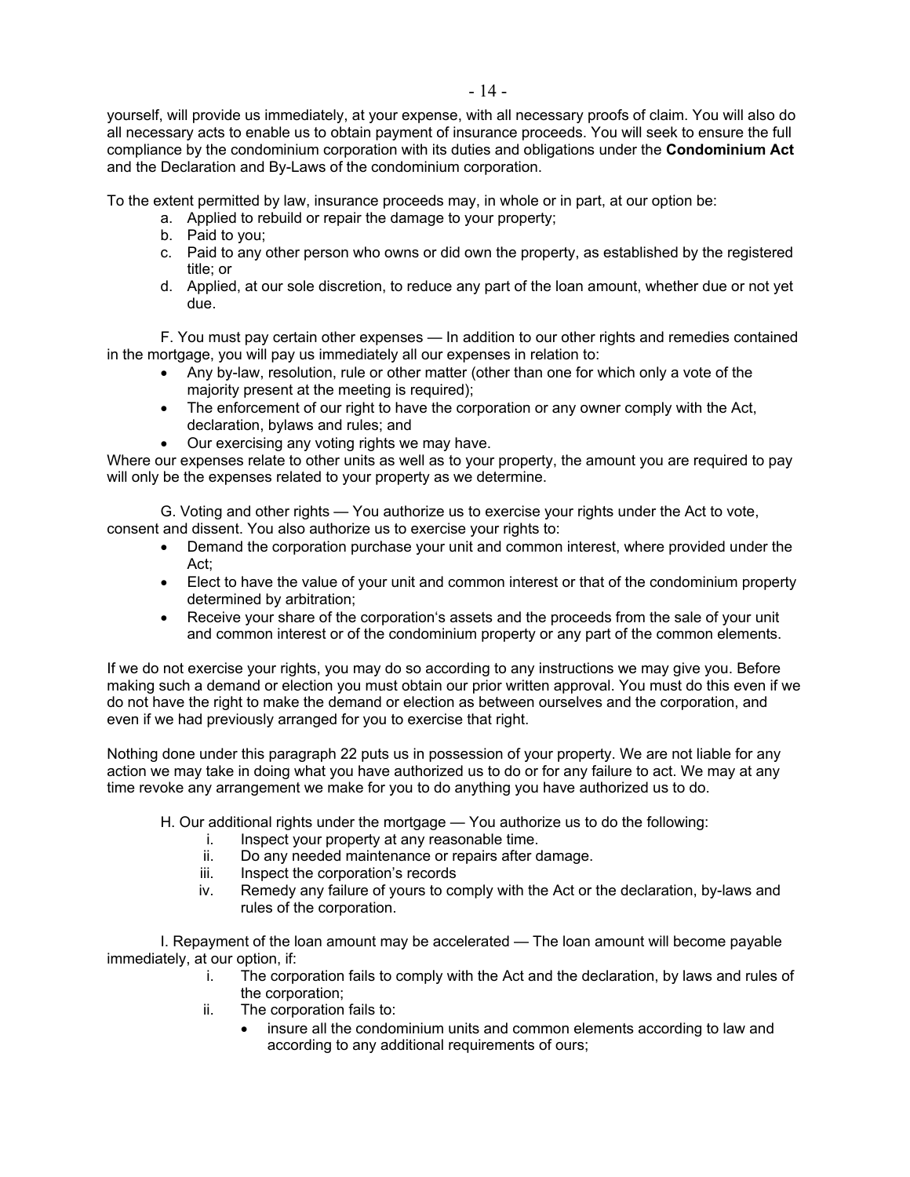yourself, will provide us immediately, at your expense, with all necessary proofs of claim. You will also do all necessary acts to enable us to obtain payment of insurance proceeds. You will seek to ensure the full compliance by the condominium corporation with its duties and obligations under the **Condominium Act** and the Declaration and By-Laws of the condominium corporation.

To the extent permitted by law, insurance proceeds may, in whole or in part, at our option be:

a. Applied to rebuild or repair the damage to your property;
b. Paid to you;
c. Paid to any other person who owns or did own the property, as established by the registered title; or
d. Applied, at our sole discretion, to reduce any part of the loan amount, whether due or not yet due.

F. You must pay certain other expenses — In addition to our other rights and remedies contained in the mortgage, you will pay us immediately all our expenses in relation to:

- Any by-law, resolution, rule or other matter (other than one for which only a vote of the majority present at the meeting is required);
- The enforcement of our right to have the corporation or any owner comply with the Act, declaration, bylaws and rules; and
- Our exercising any voting rights we may have.

Where our expenses relate to other units as well as to your property, the amount you are required to pay will only be the expenses related to your property as we determine.

G. Voting and other rights — You authorize us to exercise your rights under the Act to vote, consent and dissent. You also authorize us to exercise your rights to:

- Demand the corporation purchase your unit and common interest, where provided under the Act;
- Elect to have the value of your unit and common interest or that of the condominium property determined by arbitration;
- Receive your share of the corporation's assets and the proceeds from the sale of your unit and common interest or of the condominium property or any part of the common elements.

If we do not exercise your rights, you may do so according to any instructions we may give you. Before making such a demand or election you must obtain our prior written approval. You must do this even if we do not have the right to make the demand or election as between ourselves and the corporation, and even if we had previously arranged for you to exercise that right.

Nothing done under this paragraph 22 puts us in possession of your property. We are not liable for any action we may take in doing what you have authorized us to do or for any failure to act. We may at any time revoke any arrangement we make for you to do anything you have authorized us to do.

H. Our additional rights under the mortgage — You authorize us to do the following:

i. Inspect your property at any reasonable time.
ii. Do any needed maintenance or repairs after damage.
iii. Inspect the corporation's records
iv. Remedy any failure of yours to comply with the Act or the declaration, by-laws and rules of the corporation.

I. Repayment of the loan amount may be accelerated — The loan amount will become payable immediately, at our option, if:

i. The corporation fails to comply with the Act and the declaration, by laws and rules of the corporation;
ii. The corporation fails to:
    - insure all the condominium units and common elements according to law and according to any additional requirements of ours;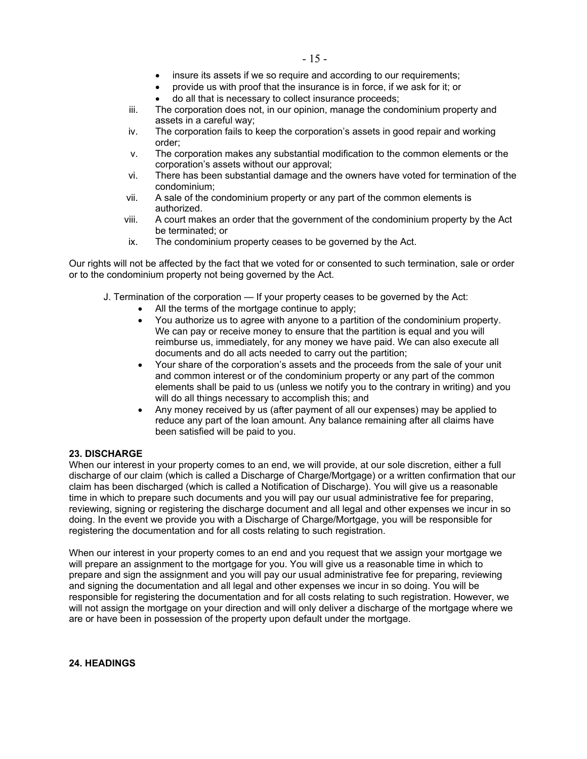- insure its assets if we so require and according to our requirements;
- provide us with proof that the insurance is in force, if we ask for it; or
- do all that is necessary to collect insurance proceeds;

iii. The corporation does not, in our opinion, manage the condominium property and assets in a careful way;

iv. The corporation fails to keep the corporation's assets in good repair and working order;

v. The corporation makes any substantial modification to the common elements or the corporation's assets without our approval;

vi. There has been substantial damage and the owners have voted for termination of the condominium;

vii. A sale of the condominium property or any part of the common elements is authorized.

viii. A court makes an order that the government of the condominium property by the Act be terminated; or

ix. The condominium property ceases to be governed by the Act.

Our rights will not be affected by the fact that we voted for or consented to such termination, sale or order or to the condominium property not being governed by the Act.

J. Termination of the corporation — If your property ceases to be governed by the Act:

- All the terms of the mortgage continue to apply;
- You authorize us to agree with anyone to a partition of the condominium property. We can pay or receive money to ensure that the partition is equal and you will reimburse us, immediately, for any money we have paid. We can also execute all documents and do all acts needed to carry out the partition;
- Your share of the corporation's assets and the proceeds from the sale of your unit and common interest or of the condominium property or any part of the common elements shall be paid to us (unless we notify you to the contrary in writing) and you will do all things necessary to accomplish this; and
- Any money received by us (after payment of all our expenses) may be applied to reduce any part of the loan amount. Any balance remaining after all claims have been satisfied will be paid to you.

**23. DISCHARGE**

When our interest in your property comes to an end, we will provide, at our sole discretion, either a full discharge of our claim (which is called a Discharge of Charge/Mortgage) or a written confirmation that our claim has been discharged (which is called a Notification of Discharge). You will give us a reasonable time in which to prepare such documents and you will pay our usual administrative fee for preparing, reviewing, signing or registering the discharge document and all legal and other expenses we incur in so doing. In the event we provide you with a Discharge of Charge/Mortgage, you will be responsible for registering the documentation and for all costs relating to such registration.

When our interest in your property comes to an end and you request that we assign your mortgage we will prepare an assignment to the mortgage for you. You will give us a reasonable time in which to prepare and sign the assignment and you will pay our usual administrative fee for preparing, reviewing and signing the documentation and all legal and other expenses we incur in so doing. You will be responsible for registering the documentation and for all costs relating to such registration. However, we will not assign the mortgage on your direction and will only deliver a discharge of the mortgage where we are or have been in possession of the property upon default under the mortgage.

**24. HEADINGS**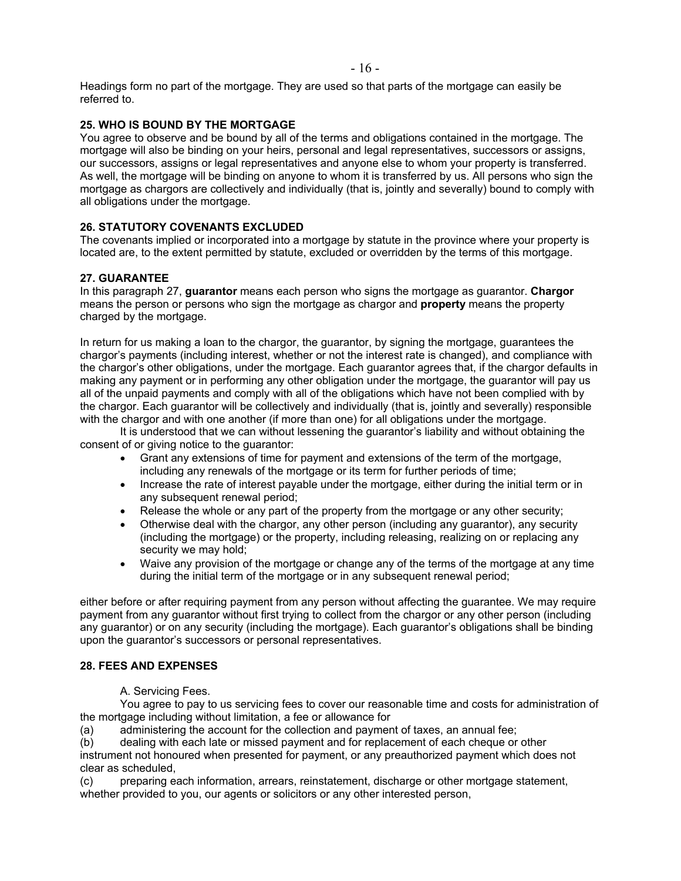Headings form no part of the mortgage. They are used so that parts of the mortgage can easily be referred to.

## 25. WHO IS BOUND BY THE MORTGAGE

You agree to observe and be bound by all of the terms and obligations contained in the mortgage. The mortgage will also be binding on your heirs, personal and legal representatives, successors or assigns, our successors, assigns or legal representatives and anyone else to whom your property is transferred. As well, the mortgage will be binding on anyone to whom it is transferred by us. All persons who sign the mortgage as chargors are collectively and individually (that is, jointly and severally) bound to comply with all obligations under the mortgage.

## 26. STATUTORY COVENANTS EXCLUDED

The covenants implied or incorporated into a mortgage by statute in the province where your property is located are, to the extent permitted by statute, excluded or overridden by the terms of this mortgage.

## 27. GUARANTEE

In this paragraph 27, **guarantor** means each person who signs the mortgage as guarantor. **Chargor** means the person or persons who sign the mortgage as chargor and **property** means the property charged by the mortgage.

In return for us making a loan to the chargor, the guarantor, by signing the mortgage, guarantees the chargor's payments (including interest, whether or not the interest rate is changed), and compliance with the chargor's other obligations, under the mortgage. Each guarantor agrees that, if the chargor defaults in making any payment or in performing any other obligation under the mortgage, the guarantor will pay us all of the unpaid payments and comply with all of the obligations which have not been complied with by the chargor. Each guarantor will be collectively and individually (that is, jointly and severally) responsible with the chargor and with one another (if more than one) for all obligations under the mortgage.

It is understood that we can without lessening the guarantor's liability and without obtaining the consent of or giving notice to the guarantor:

- Grant any extensions of time for payment and extensions of the term of the mortgage, including any renewals of the mortgage or its term for further periods of time;
- Increase the rate of interest payable under the mortgage, either during the initial term or in any subsequent renewal period;
- Release the whole or any part of the property from the mortgage or any other security;
- Otherwise deal with the chargor, any other person (including any guarantor), any security (including the mortgage) or the property, including releasing, realizing on or replacing any security we may hold;
- Waive any provision of the mortgage or change any of the terms of the mortgage at any time during the initial term of the mortgage or in any subsequent renewal period;

either before or after requiring payment from any person without affecting the guarantee. We may require payment from any guarantor without first trying to collect from the chargor or any other person (including any guarantor) or on any security (including the mortgage). Each guarantor's obligations shall be binding upon the guarantor's successors or personal representatives.

## 28. FEES AND EXPENSES

A. Servicing Fees.

You agree to pay to us servicing fees to cover our reasonable time and costs for administration of the mortgage including without limitation, a fee or allowance for

(a) administering the account for the collection and payment of taxes, an annual fee;

(b) dealing with each late or missed payment and for replacement of each cheque or other instrument not honoured when presented for payment, or any preauthorized payment which does not clear as scheduled,

(c) preparing each information, arrears, reinstatement, discharge or other mortgage statement, whether provided to you, our agents or solicitors or any other interested person,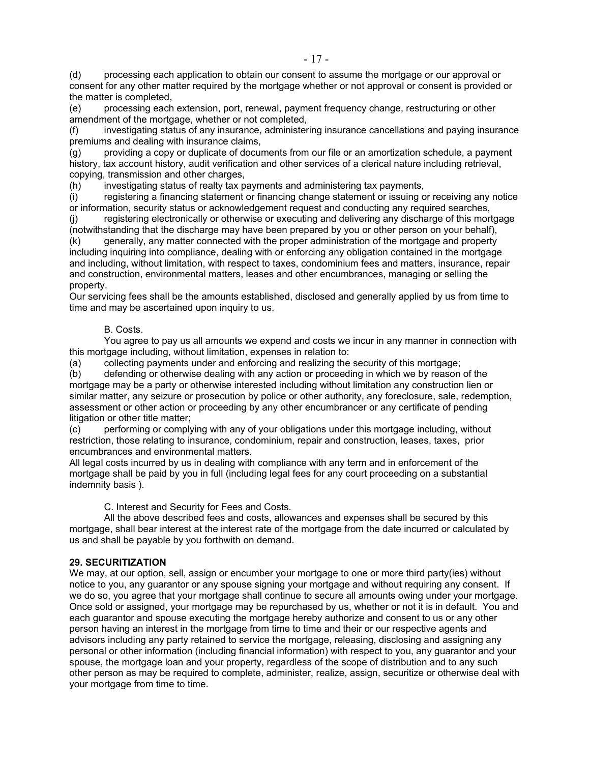(d) processing each application to obtain our consent to assume the mortgage or our approval or consent for any other matter required by the mortgage whether or not approval or consent is provided or the matter is completed,

(e) processing each extension, port, renewal, payment frequency change, restructuring or other amendment of the mortgage, whether or not completed,

(f) investigating status of any insurance, administering insurance cancellations and paying insurance premiums and dealing with insurance claims,

(g) providing a copy or duplicate of documents from our file or an amortization schedule, a payment history, tax account history, audit verification and other services of a clerical nature including retrieval, copying, transmission and other charges,

(h) investigating status of realty tax payments and administering tax payments,

(i) registering a financing statement or financing change statement or issuing or receiving any notice or information, security status or acknowledgement request and conducting any required searches,

(j) registering electronically or otherwise or executing and delivering any discharge of this mortgage (notwithstanding that the discharge may have been prepared by you or other person on your behalf),

(k) generally, any matter connected with the proper administration of the mortgage and property including inquiring into compliance, dealing with or enforcing any obligation contained in the mortgage and including, without limitation, with respect to taxes, condominium fees and matters, insurance, repair and construction, environmental matters, leases and other encumbrances, managing or selling the property.

Our servicing fees shall be the amounts established, disclosed and generally applied by us from time to time and may be ascertained upon inquiry to us.

B. Costs.

You agree to pay us all amounts we expend and costs we incur in any manner in connection with this mortgage including, without limitation, expenses in relation to:

(a) collecting payments under and enforcing and realizing the security of this mortgage;

(b) defending or otherwise dealing with any action or proceeding in which we by reason of the mortgage may be a party or otherwise interested including without limitation any construction lien or similar matter, any seizure or prosecution by police or other authority, any foreclosure, sale, redemption, assessment or other action or proceeding by any other encumbrancer or any certificate of pending litigation or other title matter;

(c) performing or complying with any of your obligations under this mortgage including, without restriction, those relating to insurance, condominium, repair and construction, leases, taxes, prior encumbrances and environmental matters.

All legal costs incurred by us in dealing with compliance with any term and in enforcement of the mortgage shall be paid by you in full (including legal fees for any court proceeding on a substantial indemnity basis ).

C. Interest and Security for Fees and Costs.

All the above described fees and costs, allowances and expenses shall be secured by this mortgage, shall bear interest at the interest rate of the mortgage from the date incurred or calculated by us and shall be payable by you forthwith on demand.

**29. SECURITIZATION**

We may, at our option, sell, assign or encumber your mortgage to one or more third party(ies) without notice to you, any guarantor or any spouse signing your mortgage and without requiring any consent. If we do so, you agree that your mortgage shall continue to secure all amounts owing under your mortgage. Once sold or assigned, your mortgage may be repurchased by us, whether or not it is in default. You and each guarantor and spouse executing the mortgage hereby authorize and consent to us or any other person having an interest in the mortgage from time to time and their or our respective agents and advisors including any party retained to service the mortgage, releasing, disclosing and assigning any personal or other information (including financial information) with respect to you, any guarantor and your spouse, the mortgage loan and your property, regardless of the scope of distribution and to any such other person as may be required to complete, administer, realize, assign, securitize or otherwise deal with your mortgage from time to time.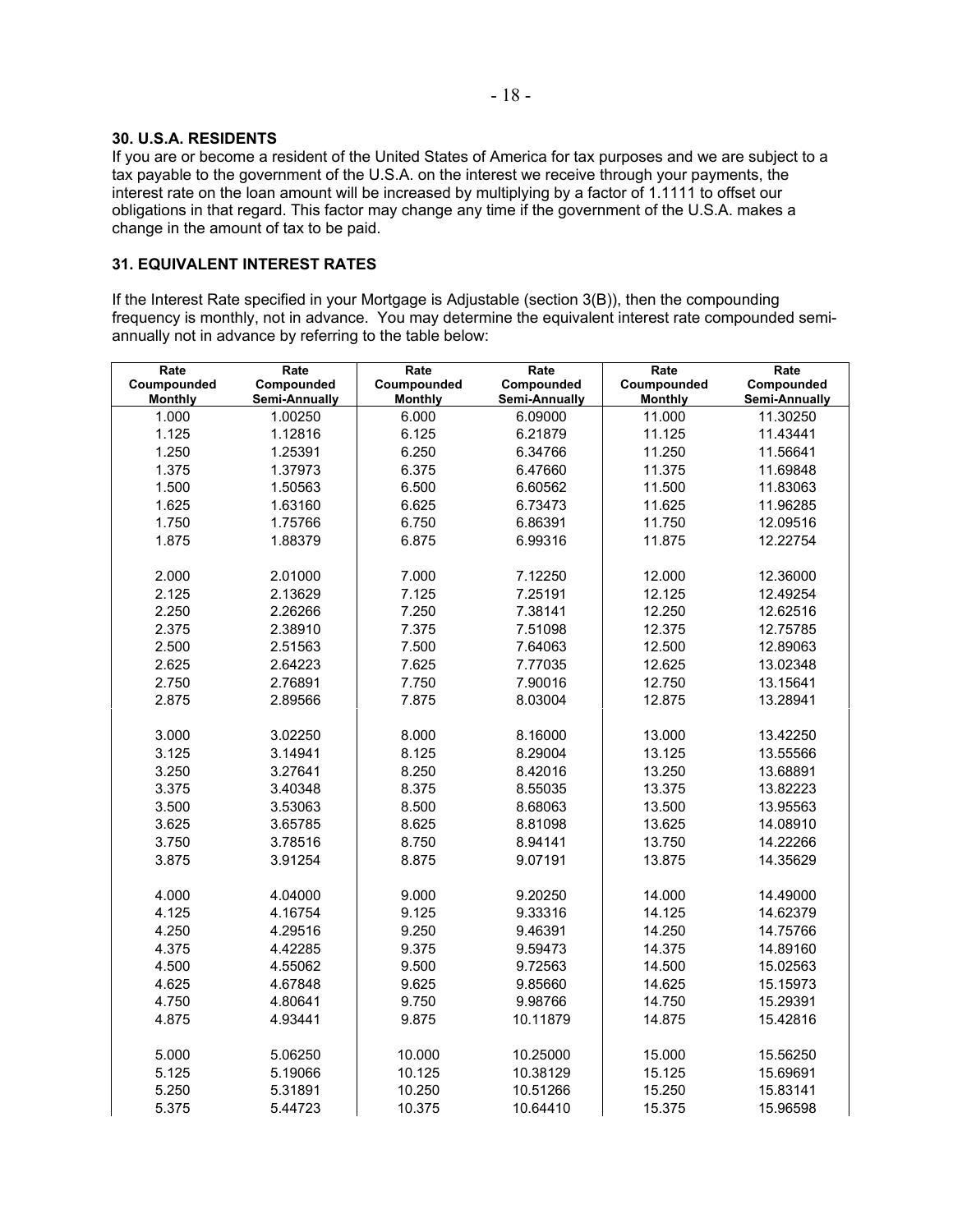### 30. U.S.A. RESIDENTS

If you are or become a resident of the United States of America for tax purposes and we are subject to a tax payable to the government of the U.S.A. on the interest we receive through your payments, the interest rate on the loan amount will be increased by multiplying by a factor of 1.1111 to offset our obligations in that regard. This factor may change any time if the government of the U.S.A. makes a change in the amount of tax to be paid.

### 31. EQUIVALENT INTEREST RATES

If the Interest Rate specified in your Mortgage is Adjustable (section 3(B)), then the compounding frequency is monthly, not in advance. You may determine the equivalent interest rate compounded semi-annually not in advance by referring to the table below:

| Rate Coumpounded Monthly | Rate Compounded Semi-Annually | Rate Coumpounded Monthly | Rate Compounded Semi-Annually | Rate Coumpounded Monthly | Rate Compounded Semi-Annually |
|---|---|---|---|---|---|
| 1.000 | 1.00250 | 6.000 | 6.09000 | 11.000 | 11.30250 |
| 1.125 | 1.12816 | 6.125 | 6.21879 | 11.125 | 11.43441 |
| 1.250 | 1.25391 | 6.250 | 6.34766 | 11.250 | 11.56641 |
| 1.375 | 1.37973 | 6.375 | 6.47660 | 11.375 | 11.69848 |
| 1.500 | 1.50563 | 6.500 | 6.60562 | 11.500 | 11.83063 |
| 1.625 | 1.63160 | 6.625 | 6.73473 | 11.625 | 11.96285 |
| 1.750 | 1.75766 | 6.750 | 6.86391 | 11.750 | 12.09516 |
| 1.875 | 1.88379 | 6.875 | 6.99316 | 11.875 | 12.22754 |
| 2.000 | 2.01000 | 7.000 | 7.12250 | 12.000 | 12.36000 |
| 2.125 | 2.13629 | 7.125 | 7.25191 | 12.125 | 12.49254 |
| 2.250 | 2.26266 | 7.250 | 7.38141 | 12.250 | 12.62516 |
| 2.375 | 2.38910 | 7.375 | 7.51098 | 12.375 | 12.75785 |
| 2.500 | 2.51563 | 7.500 | 7.64063 | 12.500 | 12.89063 |
| 2.625 | 2.64223 | 7.625 | 7.77035 | 12.625 | 13.02348 |
| 2.750 | 2.76891 | 7.750 | 7.90016 | 12.750 | 13.15641 |
| 2.875 | 2.89566 | 7.875 | 8.03004 | 12.875 | 13.28941 |
| 3.000 | 3.02250 | 8.000 | 8.16000 | 13.000 | 13.42250 |
| 3.125 | 3.14941 | 8.125 | 8.29004 | 13.125 | 13.55566 |
| 3.250 | 3.27641 | 8.250 | 8.42016 | 13.250 | 13.68891 |
| 3.375 | 3.40348 | 8.375 | 8.55035 | 13.375 | 13.82223 |
| 3.500 | 3.53063 | 8.500 | 8.68063 | 13.500 | 13.95563 |
| 3.625 | 3.65785 | 8.625 | 8.81098 | 13.625 | 14.08910 |
| 3.750 | 3.78516 | 8.750 | 8.94141 | 13.750 | 14.22266 |
| 3.875 | 3.91254 | 8.875 | 9.07191 | 13.875 | 14.35629 |
| 4.000 | 4.04000 | 9.000 | 9.20250 | 14.000 | 14.49000 |
| 4.125 | 4.16754 | 9.125 | 9.33316 | 14.125 | 14.62379 |
| 4.250 | 4.29516 | 9.250 | 9.46391 | 14.250 | 14.75766 |
| 4.375 | 4.42285 | 9.375 | 9.59473 | 14.375 | 14.89160 |
| 4.500 | 4.55062 | 9.500 | 9.72563 | 14.500 | 15.02563 |
| 4.625 | 4.67848 | 9.625 | 9.85660 | 14.625 | 15.15973 |
| 4.750 | 4.80641 | 9.750 | 9.98766 | 14.750 | 15.29391 |
| 4.875 | 4.93441 | 9.875 | 10.11879 | 14.875 | 15.42816 |
| 5.000 | 5.06250 | 10.000 | 10.25000 | 15.000 | 15.56250 |
| 5.125 | 5.19066 | 10.125 | 10.38129 | 15.125 | 15.69691 |
| 5.250 | 5.31891 | 10.250 | 10.51266 | 15.250 | 15.83141 |
| 5.375 | 5.44723 | 10.375 | 10.64410 | 15.375 | 15.96598 |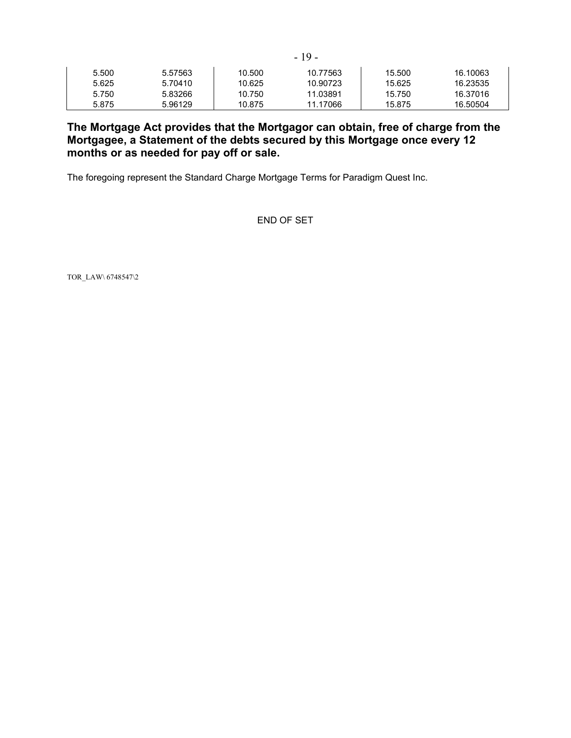| | | | | | |
|---|---|---|---|---|---|
| 5.500 | 5.57563 | 10.500 | 10.77563 | 15.500 | 16.10063 |
| 5.625 | 5.70410 | 10.625 | 10.90723 | 15.625 | 16.23535 |
| 5.750 | 5.83266 | 10.750 | 11.03891 | 15.750 | 16.37016 |
| 5.875 | 5.96129 | 10.875 | 11.17066 | 15.875 | 16.50504 |

**The Mortgage Act provides that the Mortgagor can obtain, free of charge from the Mortgagee, a Statement of the debts secured by this Mortgage once every 12 months or as needed for pay off or sale.**

The foregoing represent the Standard Charge Mortgage Terms for Paradigm Quest Inc.

END OF SET

TOR_LAW\ 6748547\2